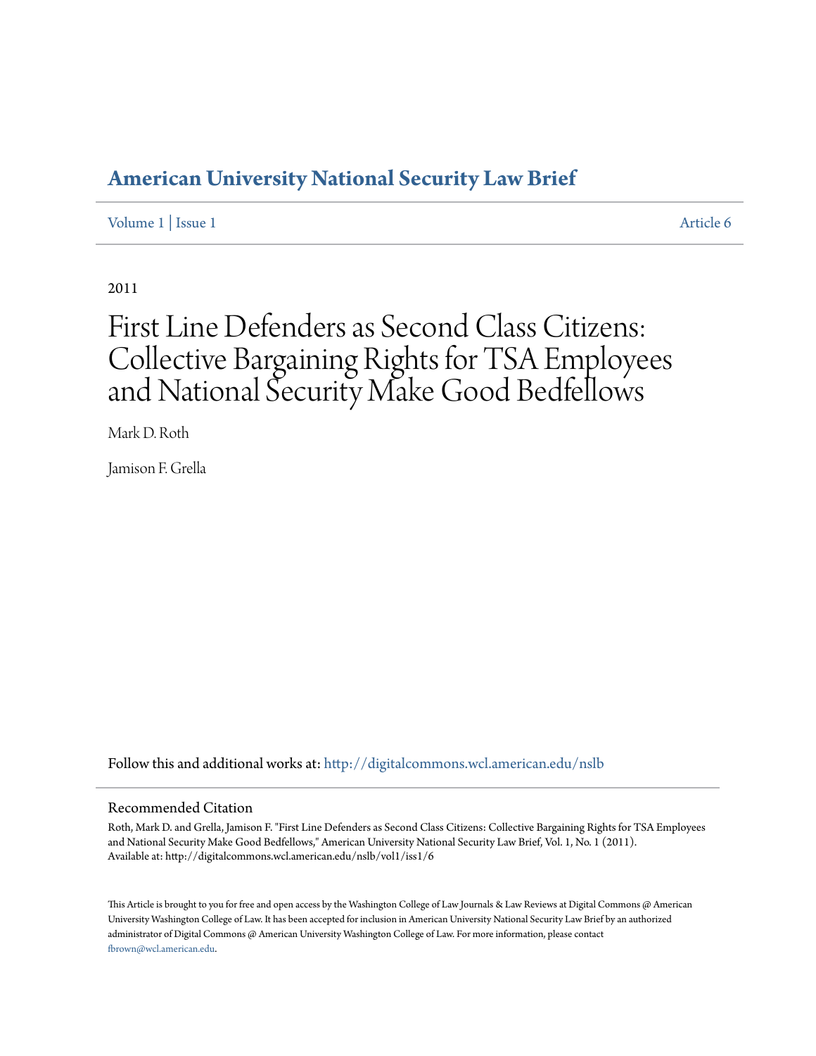# American University National Security Law Brief

Volume 1 | Issue 1 Article 6

2011

# First Line Defenders as Second Class Citizens: Collective Bargaining Rights for TSA Employees and National Security Make Good Bedfellows

Mark D. Roth

Jamison F. Grella

Follow this and additional works at: http://digitalcommons.wcl.american.edu/nslb

## Recommended Citation

Roth, Mark D. and Grella, Jamison F. "First Line Defenders as Second Class Citizens: Collective Bargaining Rights for TSA Employees and National Security Make Good Bedfellows," American University National Security Law Brief, Vol. 1, No. 1 (2011).
Available at: http://digitalcommons.wcl.american.edu/nslb/vol1/iss1/6

This Article is brought to you for free and open access by the Washington College of Law Journals & Law Reviews at Digital Commons @ American University Washington College of Law. It has been accepted for inclusion in American University National Security Law Brief by an authorized administrator of Digital Commons @ American University Washington College of Law. For more information, please contact fbrown@wcl.american.edu.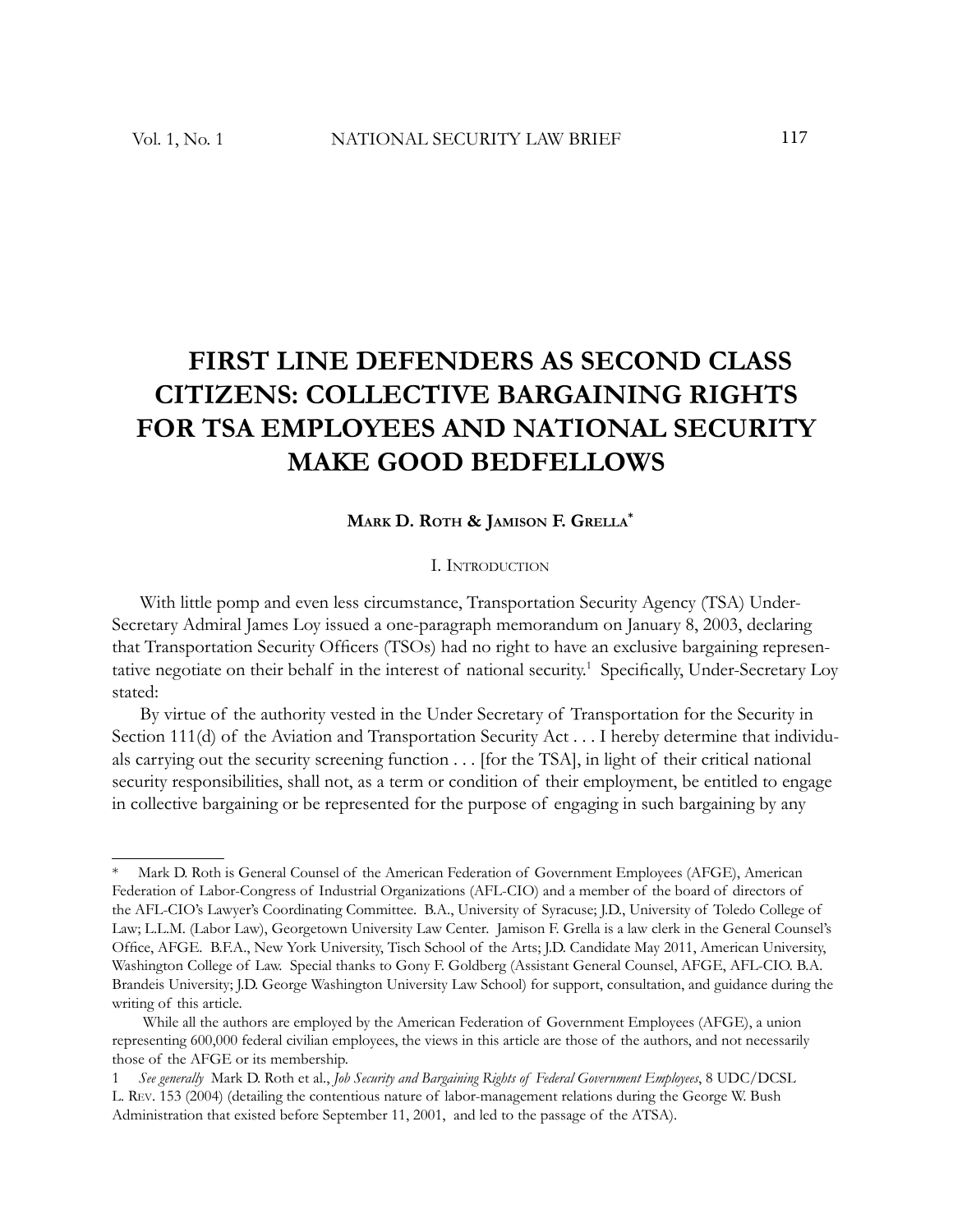# FIRST LINE DEFENDERS AS SECOND CLASS CITIZENS: COLLECTIVE BARGAINING RIGHTS FOR TSA EMPLOYEES AND NATIONAL SECURITY MAKE GOOD BEDFELLOWS

**Mark D. Roth & Jamison F. Grella***

## I. Introduction

With little pomp and even less circumstance, Transportation Security Agency (TSA) Under-Secretary Admiral James Loy issued a one-paragraph memorandum on January 8, 2003, declaring that Transportation Security Officers (TSOs) had no right to have an exclusive bargaining representative negotiate on their behalf in the interest of national security.[1] Specifically, Under-Secretary Loy stated:

By virtue of the authority vested in the Under Secretary of Transportation for the Security in Section 111(d) of the Aviation and Transportation Security Act . . . I hereby determine that individuals carrying out the security screening function . . . [for the TSA], in light of their critical national security responsibilities, shall not, as a term or condition of their employment, be entitled to engage in collective bargaining or be represented for the purpose of engaging in such bargaining by any

---

\* Mark D. Roth is General Counsel of the American Federation of Government Employees (AFGE), American Federation of Labor-Congress of Industrial Organizations (AFL-CIO) and a member of the board of directors of the AFL-CIO's Lawyer's Coordinating Committee. B.A., University of Syracuse; J.D., University of Toledo College of Law; L.L.M. (Labor Law), Georgetown University Law Center. Jamison F. Grella is a law clerk in the General Counsel's Office, AFGE. B.F.A., New York University, Tisch School of the Arts; J.D. Candidate May 2011, American University, Washington College of Law. Special thanks to Gony F. Goldberg (Assistant General Counsel, AFGE, AFL-CIO. B.A. Brandeis University; J.D. George Washington University Law School) for support, consultation, and guidance during the writing of this article.

While all the authors are employed by the American Federation of Government Employees (AFGE), a union representing 600,000 federal civilian employees, the views in this article are those of the authors, and not necessarily those of the AFGE or its membership.

1 *See generally* Mark D. Roth et al., *Job Security and Bargaining Rights of Federal Government Employees*, 8 UDC/DCSL L. Rev. 153 (2004) (detailing the contentious nature of labor-management relations during the George W. Bush Administration that existed before September 11, 2001, and led to the passage of the ATSA).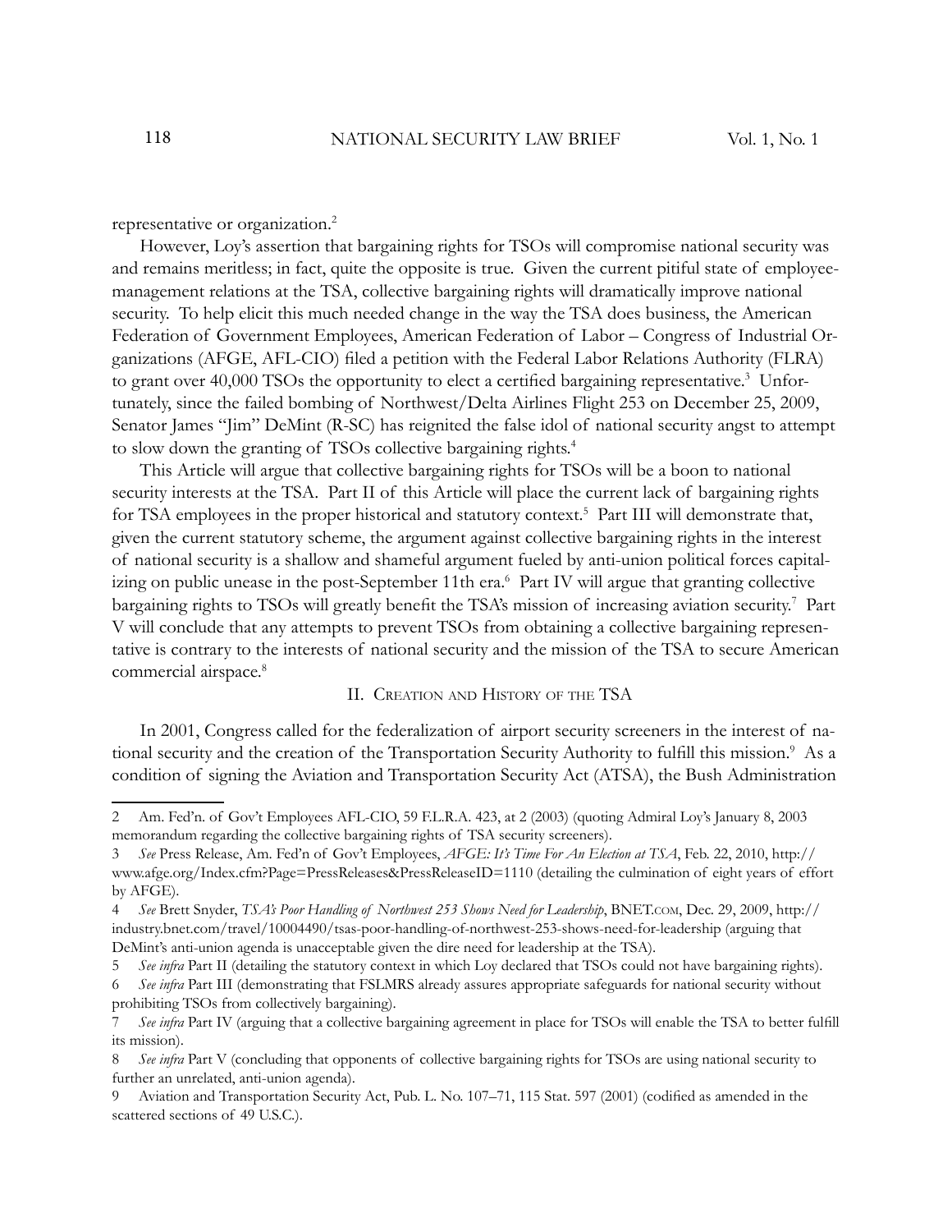representative or organization.[2]

However, Loy's assertion that bargaining rights for TSOs will compromise national security was and remains meritless; in fact, quite the opposite is true. Given the current pitiful state of employee-management relations at the TSA, collective bargaining rights will dramatically improve national security. To help elicit this much needed change in the way the TSA does business, the American Federation of Government Employees, American Federation of Labor – Congress of Industrial Organizations (AFGE, AFL-CIO) filed a petition with the Federal Labor Relations Authority (FLRA) to grant over 40,000 TSOs the opportunity to elect a certified bargaining representative.[3] Unfortunately, since the failed bombing of Northwest/Delta Airlines Flight 253 on December 25, 2009, Senator James "Jim" DeMint (R-SC) has reignited the false idol of national security angst to attempt to slow down the granting of TSOs collective bargaining rights.[4]

This Article will argue that collective bargaining rights for TSOs will be a boon to national security interests at the TSA. Part II of this Article will place the current lack of bargaining rights for TSA employees in the proper historical and statutory context.[5] Part III will demonstrate that, given the current statutory scheme, the argument against collective bargaining rights in the interest of national security is a shallow and shameful argument fueled by anti-union political forces capitalizing on public unease in the post-September 11th era.[6] Part IV will argue that granting collective bargaining rights to TSOs will greatly benefit the TSA's mission of increasing aviation security.[7] Part V will conclude that any attempts to prevent TSOs from obtaining a collective bargaining representative is contrary to the interests of national security and the mission of the TSA to secure American commercial airspace.[8]

## II. Creation and History of the TSA

In 2001, Congress called for the federalization of airport security screeners in the interest of national security and the creation of the Transportation Security Authority to fulfill this mission.[9] As a condition of signing the Aviation and Transportation Security Act (ATSA), the Bush Administration

---

2 Am. Fed'n. of Gov't Employees AFL-CIO, 59 F.L.R.A. 423, at 2 (2003) (quoting Admiral Loy's January 8, 2003 memorandum regarding the collective bargaining rights of TSA security screeners).

3 *See* Press Release, Am. Fed'n of Gov't Employees, *AFGE: It's Time For An Election at TSA*, Feb. 22, 2010, http://www.afge.org/Index.cfm?Page=PressReleases&PressReleaseID=1110 (detailing the culmination of eight years of effort by AFGE).

4 *See* Brett Snyder, *TSA's Poor Handling of Northwest 253 Shows Need for Leadership*, BNET.com, Dec. 29, 2009, http://industry.bnet.com/travel/10004490/tsas-poor-handling-of-northwest-253-shows-need-for-leadership (arguing that DeMint's anti-union agenda is unacceptable given the dire need for leadership at the TSA).

5 *See infra* Part II (detailing the statutory context in which Loy declared that TSOs could not have bargaining rights).

6 *See infra* Part III (demonstrating that FSLMRS already assures appropriate safeguards for national security without prohibiting TSOs from collectively bargaining).

7 *See infra* Part IV (arguing that a collective bargaining agreement in place for TSOs will enable the TSA to better fulfill its mission).

8 *See infra* Part V (concluding that opponents of collective bargaining rights for TSOs are using national security to further an unrelated, anti-union agenda).

9 Aviation and Transportation Security Act, Pub. L. No. 107–71, 115 Stat. 597 (2001) (codified as amended in the scattered sections of 49 U.S.C.).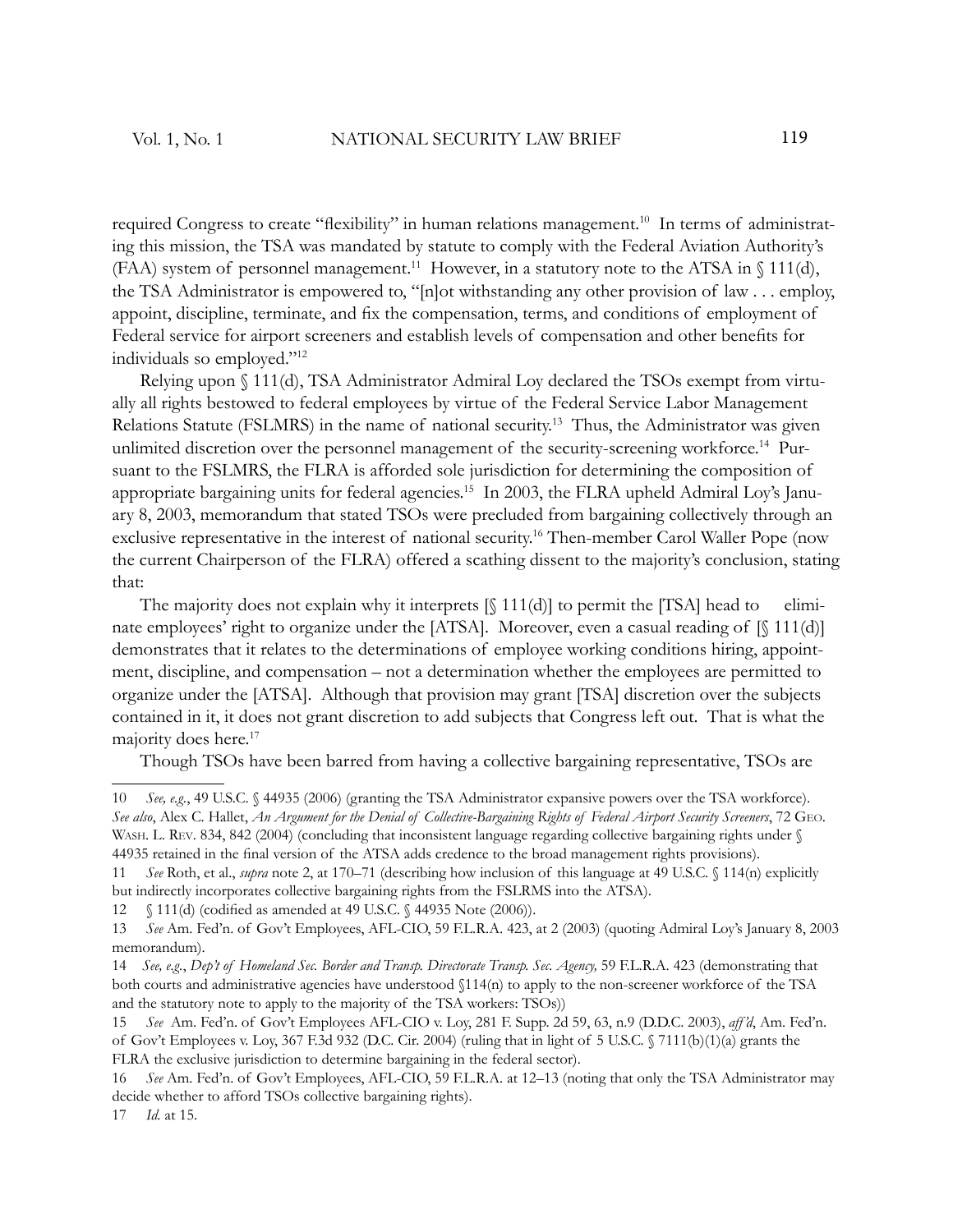required Congress to create "flexibility" in human relations management.[10] In terms of administrating this mission, the TSA was mandated by statute to comply with the Federal Aviation Authority's (FAA) system of personnel management.[11] However, in a statutory note to the ATSA in § 111(d), the TSA Administrator is empowered to, "[n]ot withstanding any other provision of law . . . employ, appoint, discipline, terminate, and fix the compensation, terms, and conditions of employment of Federal service for airport screeners and establish levels of compensation and other benefits for individuals so employed."[12]

Relying upon § 111(d), TSA Administrator Admiral Loy declared the TSOs exempt from virtually all rights bestowed to federal employees by virtue of the Federal Service Labor Management Relations Statute (FSLMRS) in the name of national security.[13] Thus, the Administrator was given unlimited discretion over the personnel management of the security-screening workforce.[14] Pursuant to the FSLMRS, the FLRA is afforded sole jurisdiction for determining the composition of appropriate bargaining units for federal agencies.[15] In 2003, the FLRA upheld Admiral Loy's January 8, 2003, memorandum that stated TSOs were precluded from bargaining collectively through an exclusive representative in the interest of national security.[16] Then-member Carol Waller Pope (now the current Chairperson of the FLRA) offered a scathing dissent to the majority's conclusion, stating that:

> The majority does not explain why it interprets [§ 111(d)] to permit the [TSA] head to eliminate employees' right to organize under the [ATSA]. Moreover, even a casual reading of [§ 111(d)] demonstrates that it relates to the determinations of employee working conditions hiring, appointment, discipline, and compensation – not a determination whether the employees are permitted to organize under the [ATSA]. Although that provision may grant [TSA] discretion over the subjects contained in it, it does not grant discretion to add subjects that Congress left out. That is what the majority does here.[17]

Though TSOs have been barred from having a collective bargaining representative, TSOs are

---

10 *See, e.g.*, 49 U.S.C. § 44935 (2006) (granting the TSA Administrator expansive powers over the TSA workforce). *See also*, Alex C. Hallet, *An Argument for the Denial of Collective-Bargaining Rights of Federal Airport Security Screeners*, 72 Geo. Wash. L. Rev. 834, 842 (2004) (concluding that inconsistent language regarding collective bargaining rights under § 44935 retained in the final version of the ATSA adds credence to the broad management rights provisions).

11 *See* Roth, et al., *supra* note 2, at 170–71 (describing how inclusion of this language at 49 U.S.C. § 114(n) explicitly but indirectly incorporates collective bargaining rights from the FSLRMS into the ATSA).

12 § 111(d) (codified as amended at 49 U.S.C. § 44935 Note (2006)).

13 *See* Am. Fed'n. of Gov't Employees, AFL-CIO, 59 F.L.R.A. 423, at 2 (2003) (quoting Admiral Loy's January 8, 2003 memorandum).

14 *See, e.g.*, *Dep't of Homeland Sec. Border and Transp. Directorate Transp. Sec. Agency,* 59 F.L.R.A. 423 (demonstrating that both courts and administrative agencies have understood §114(n) to apply to the non-screener workforce of the TSA and the statutory note to apply to the majority of the TSA workers: TSOs))

15 *See* Am. Fed'n. of Gov't Employees AFL-CIO v. Loy, 281 F. Supp. 2d 59, 63, n.9 (D.D.C. 2003), *aff'd*, Am. Fed'n. of Gov't Employees v. Loy, 367 F.3d 932 (D.C. Cir. 2004) (ruling that in light of 5 U.S.C. § 7111(b)(1)(a) grants the FLRA the exclusive jurisdiction to determine bargaining in the federal sector).

16 *See* Am. Fed'n. of Gov't Employees, AFL-CIO, 59 F.L.R.A. at 12–13 (noting that only the TSA Administrator may decide whether to afford TSOs collective bargaining rights).

17 *Id.* at 15.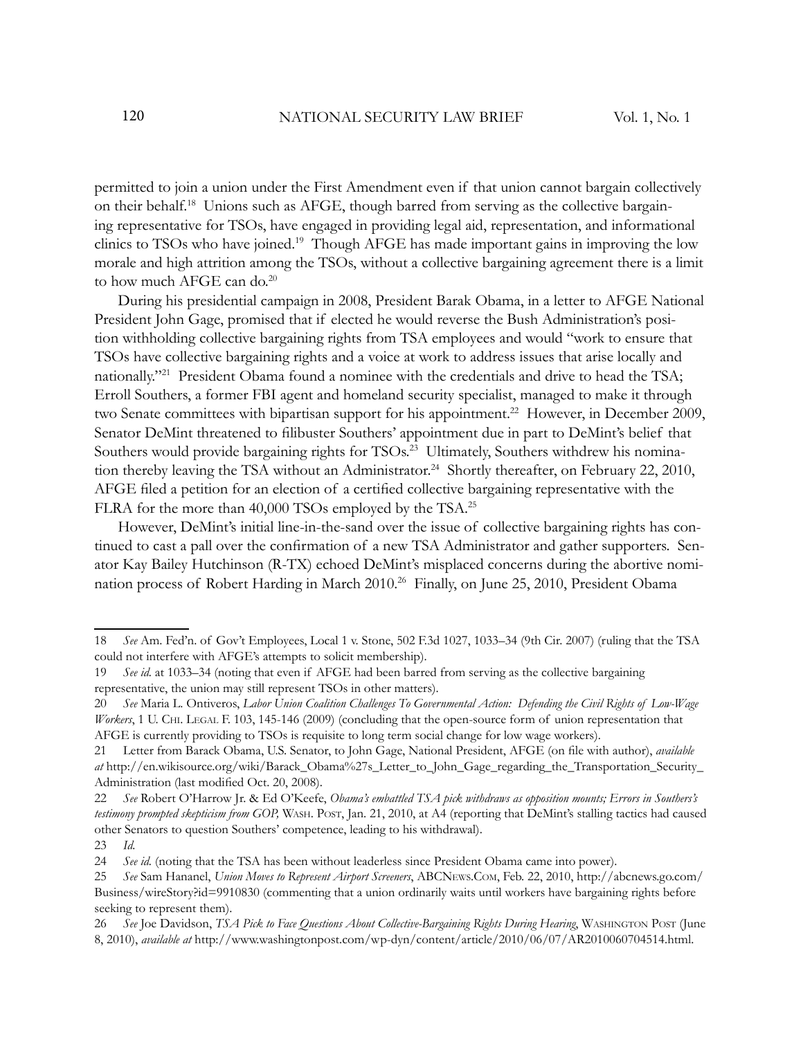permitted to join a union under the First Amendment even if that union cannot bargain collectively on their behalf.[18] Unions such as AFGE, though barred from serving as the collective bargaining representative for TSOs, have engaged in providing legal aid, representation, and informational clinics to TSOs who have joined.[19] Though AFGE has made important gains in improving the low morale and high attrition among the TSOs, without a collective bargaining agreement there is a limit to how much AFGE can do.[20]

During his presidential campaign in 2008, President Barak Obama, in a letter to AFGE National President John Gage, promised that if elected he would reverse the Bush Administration's position withholding collective bargaining rights from TSA employees and would "work to ensure that TSOs have collective bargaining rights and a voice at work to address issues that arise locally and nationally."[21] President Obama found a nominee with the credentials and drive to head the TSA; Erroll Southers, a former FBI agent and homeland security specialist, managed to make it through two Senate committees with bipartisan support for his appointment.[22] However, in December 2009, Senator DeMint threatened to filibuster Southers' appointment due in part to DeMint's belief that Southers would provide bargaining rights for TSOs.[23] Ultimately, Southers withdrew his nomination thereby leaving the TSA without an Administrator.[24] Shortly thereafter, on February 22, 2010, AFGE filed a petition for an election of a certified collective bargaining representative with the FLRA for the more than 40,000 TSOs employed by the TSA.[25]

However, DeMint's initial line-in-the-sand over the issue of collective bargaining rights has continued to cast a pall over the confirmation of a new TSA Administrator and gather supporters. Senator Kay Bailey Hutchinson (R-TX) echoed DeMint's misplaced concerns during the abortive nomination process of Robert Harding in March 2010.[26] Finally, on June 25, 2010, President Obama

---

18 *See* Am. Fed'n. of Gov't Employees, Local 1 v. Stone, 502 F.3d 1027, 1033–34 (9th Cir. 2007) (ruling that the TSA could not interfere with AFGE's attempts to solicit membership).

19 *See id.* at 1033–34 (noting that even if AFGE had been barred from serving as the collective bargaining representative, the union may still represent TSOs in other matters).

20 *See* Maria L. Ontiveros, *Labor Union Coalition Challenges To Governmental Action: Defending the Civil Rights of Low-Wage Workers*, 1 U. Chi. Legal F. 103, 145-146 (2009) (concluding that the open-source form of union representation that AFGE is currently providing to TSOs is requisite to long term social change for low wage workers).

21 Letter from Barack Obama, U.S. Senator, to John Gage, National President, AFGE (on file with author), *available at* http://en.wikisource.org/wiki/Barack_Obama%27s_Letter_to_John_Gage_regarding_the_Transportation_Security_Administration (last modified Oct. 20, 2008).

22 *See* Robert O'Harrow Jr. & Ed O'Keefe, *Obama's embattled TSA pick withdraws as opposition mounts; Errors in Southers's testimony prompted skepticism from GOP,* Wash. Post, Jan. 21, 2010, at A4 (reporting that DeMint's stalling tactics had caused other Senators to question Southers' competence, leading to his withdrawal).

23 *Id.*

24 *See id.* (noting that the TSA has been without leaderless since President Obama came into power).

25 *See* Sam Hananel, *Union Moves to Represent Airport Screeners*, ABCNews.Com, Feb. 22, 2010, http://abcnews.go.com/Business/wireStory?id=9910830 (commenting that a union ordinarily waits until workers have bargaining rights before seeking to represent them).

26 *See* Joe Davidson, *TSA Pick to Face Questions About Collective-Bargaining Rights During Hearing*, Washington Post (June 8, 2010), *available at* http://www.washingtonpost.com/wp-dyn/content/article/2010/06/07/AR2010060704514.html.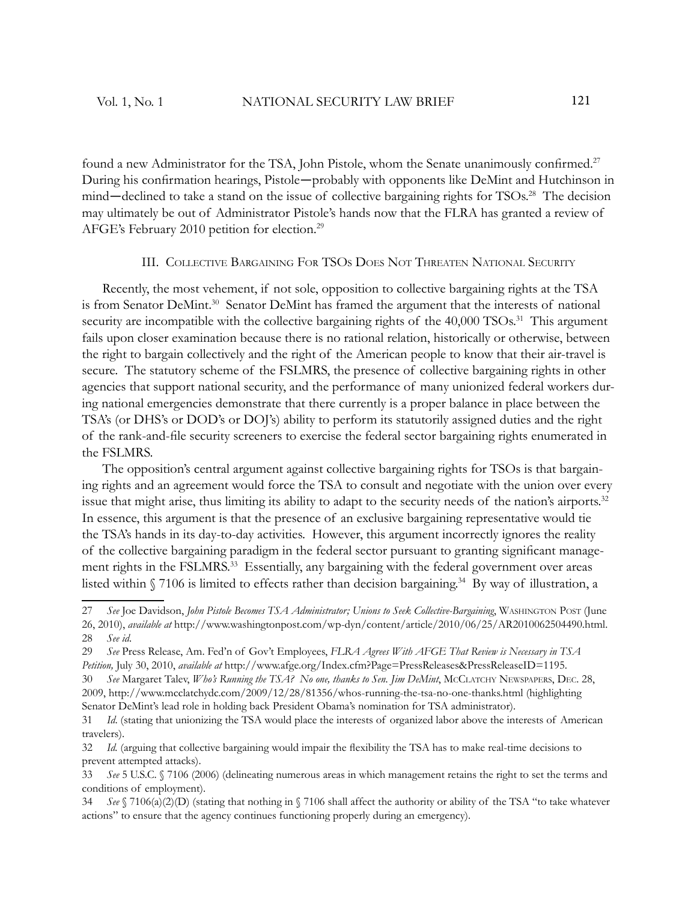found a new Administrator for the TSA, John Pistole, whom the Senate unanimously confirmed.[27] During his confirmation hearings, Pistole—probably with opponents like DeMint and Hutchinson in mind—declined to take a stand on the issue of collective bargaining rights for TSOs.[28] The decision may ultimately be out of Administrator Pistole's hands now that the FLRA has granted a review of AFGE's February 2010 petition for election.[29]

### III. Collective Bargaining For TSOs Does Not Threaten National Security

Recently, the most vehement, if not sole, opposition to collective bargaining rights at the TSA is from Senator DeMint.[30] Senator DeMint has framed the argument that the interests of national security are incompatible with the collective bargaining rights of the 40,000 TSOs.[31] This argument fails upon closer examination because there is no rational relation, historically or otherwise, between the right to bargain collectively and the right of the American people to know that their air-travel is secure. The statutory scheme of the FSLMRS, the presence of collective bargaining rights in other agencies that support national security, and the performance of many unionized federal workers during national emergencies demonstrate that there currently is a proper balance in place between the TSA's (or DHS's or DOD's or DOJ's) ability to perform its statutorily assigned duties and the right of the rank-and-file security screeners to exercise the federal sector bargaining rights enumerated in the FSLMRS.

The opposition's central argument against collective bargaining rights for TSOs is that bargaining rights and an agreement would force the TSA to consult and negotiate with the union over every issue that might arise, thus limiting its ability to adapt to the security needs of the nation's airports.[32] In essence, this argument is that the presence of an exclusive bargaining representative would tie the TSA's hands in its day-to-day activities. However, this argument incorrectly ignores the reality of the collective bargaining paradigm in the federal sector pursuant to granting significant management rights in the FSLMRS.[33] Essentially, any bargaining with the federal government over areas listed within § 7106 is limited to effects rather than decision bargaining.[34] By way of illustration, a

---

27 *See* Joe Davidson, *John Pistole Becomes TSA Administrator; Unions to Seek Collective-Bargaining*, Washington Post (June 26, 2010), *available at* http://www.washingtonpost.com/wp-dyn/content/article/2010/06/25/AR2010062504490.html.

28 *See id.*

29 *See* Press Release, Am. Fed'n of Gov't Employees, *FLRA Agrees With AFGE That Review is Necessary in TSA Petition,* July 30, 2010, *available at* http://www.afge.org/Index.cfm?Page=PressReleases&PressReleaseID=1195.

30 *See* Margaret Talev, *Who's Running the TSA? No one, thanks to Sen. Jim DeMint*, McClatchy Newspapers, Dec. 28, 2009, http://www.mcclatchydc.com/2009/12/28/81356/whos-running-the-tsa-no-one-thanks.html (highlighting Senator DeMint's lead role in holding back President Obama's nomination for TSA administrator).

31 *Id*. (stating that unionizing the TSA would place the interests of organized labor above the interests of American travelers).

32 *Id.* (arguing that collective bargaining would impair the flexibility the TSA has to make real-time decisions to prevent attempted attacks).

33 *See* 5 U.S.C. § 7106 (2006) (delineating numerous areas in which management retains the right to set the terms and conditions of employment).

34 *See* § 7106(a)(2)(D) (stating that nothing in § 7106 shall affect the authority or ability of the TSA "to take whatever actions" to ensure that the agency continues functioning properly during an emergency).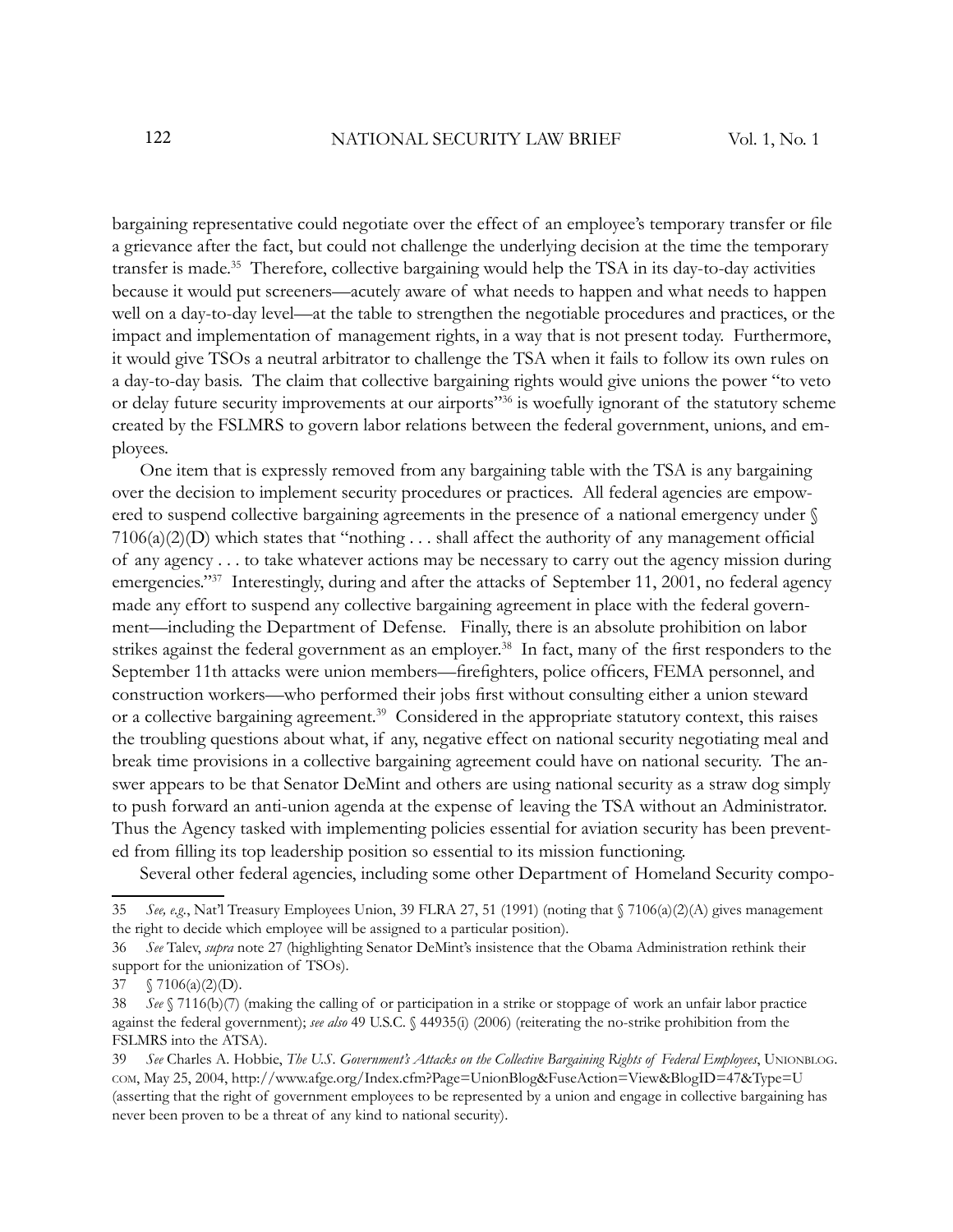bargaining representative could negotiate over the effect of an employee's temporary transfer or file a grievance after the fact, but could not challenge the underlying decision at the time the temporary transfer is made.[35] Therefore, collective bargaining would help the TSA in its day-to-day activities because it would put screeners—acutely aware of what needs to happen and what needs to happen well on a day-to-day level—at the table to strengthen the negotiable procedures and practices, or the impact and implementation of management rights, in a way that is not present today. Furthermore, it would give TSOs a neutral arbitrator to challenge the TSA when it fails to follow its own rules on a day-to-day basis. The claim that collective bargaining rights would give unions the power "to veto or delay future security improvements at our airports"[36] is woefully ignorant of the statutory scheme created by the FSLMRS to govern labor relations between the federal government, unions, and employees.

One item that is expressly removed from any bargaining table with the TSA is any bargaining over the decision to implement security procedures or practices. All federal agencies are empowered to suspend collective bargaining agreements in the presence of a national emergency under § 7106(a)(2)(D) which states that "nothing . . . shall affect the authority of any management official of any agency . . . to take whatever actions may be necessary to carry out the agency mission during emergencies."[37] Interestingly, during and after the attacks of September 11, 2001, no federal agency made any effort to suspend any collective bargaining agreement in place with the federal government—including the Department of Defense. Finally, there is an absolute prohibition on labor strikes against the federal government as an employer.[38] In fact, many of the first responders to the September 11th attacks were union members—firefighters, police officers, FEMA personnel, and construction workers—who performed their jobs first without consulting either a union steward or a collective bargaining agreement.[39] Considered in the appropriate statutory context, this raises the troubling questions about what, if any, negative effect on national security negotiating meal and break time provisions in a collective bargaining agreement could have on national security. The answer appears to be that Senator DeMint and others are using national security as a straw dog simply to push forward an anti-union agenda at the expense of leaving the TSA without an Administrator. Thus the Agency tasked with implementing policies essential for aviation security has been prevented from filling its top leadership position so essential to its mission functioning.

Several other federal agencies, including some other Department of Homeland Security compo-

---

35 *See, e.g.*, Nat'l Treasury Employees Union, 39 FLRA 27, 51 (1991) (noting that § 7106(a)(2)(A) gives management the right to decide which employee will be assigned to a particular position).

36 *See* Talev, *supra* note 27 (highlighting Senator DeMint's insistence that the Obama Administration rethink their support for the unionization of TSOs).

37 § 7106(a)(2)(D).

38 *See* § 7116(b)(7) (making the calling of or participation in a strike or stoppage of work an unfair labor practice against the federal government); *see also* 49 U.S.C. § 44935(i) (2006) (reiterating the no-strike prohibition from the FSLMRS into the ATSA).

39 *See* Charles A. Hobbie, *The U.S. Government's Attacks on the Collective Bargaining Rights of Federal Employees*, UNIONBLOG.COM, May 25, 2004, http://www.afge.org/Index.cfm?Page=UnionBlog&FuseAction=View&BlogID=47&Type=U (asserting that the right of government employees to be represented by a union and engage in collective bargaining has never been proven to be a threat of any kind to national security).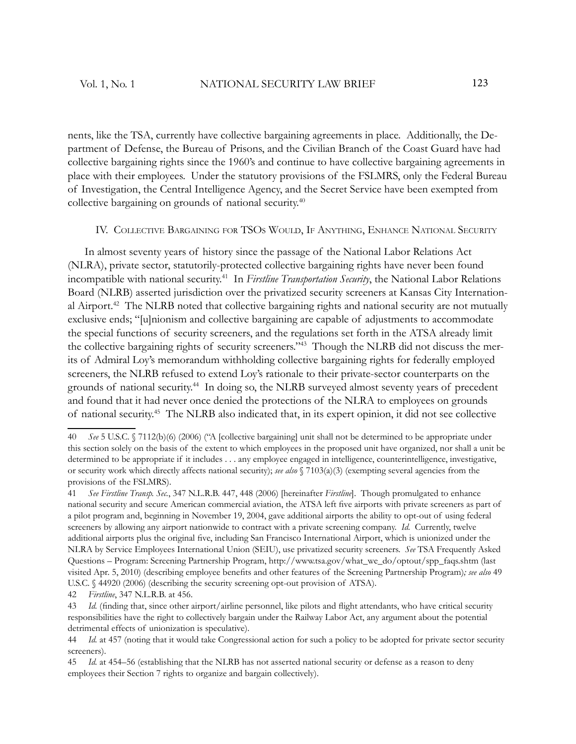nents, like the TSA, currently have collective bargaining agreements in place. Additionally, the Department of Defense, the Bureau of Prisons, and the Civilian Branch of the Coast Guard have had collective bargaining rights since the 1960's and continue to have collective bargaining agreements in place with their employees. Under the statutory provisions of the FSLMRS, only the Federal Bureau of Investigation, the Central Intelligence Agency, and the Secret Service have been exempted from collective bargaining on grounds of national security.[40]

## IV. Collective Bargaining for TSOs Would, If Anything, Enhance National Security

In almost seventy years of history since the passage of the National Labor Relations Act (NLRA), private sector, statutorily-protected collective bargaining rights have never been found incompatible with national security.[41] In *Firstline Transportation Security*, the National Labor Relations Board (NLRB) asserted jurisdiction over the privatized security screeners at Kansas City International Airport.[42] The NLRB noted that collective bargaining rights and national security are not mutually exclusive ends; "[u]nionism and collective bargaining are capable of adjustments to accommodate the special functions of security screeners, and the regulations set forth in the ATSA already limit the collective bargaining rights of security screeners."[43] Though the NLRB did not discuss the merits of Admiral Loy's memorandum withholding collective bargaining rights for federally employed screeners, the NLRB refused to extend Loy's rationale to their private-sector counterparts on the grounds of national security.[44] In doing so, the NLRB surveyed almost seventy years of precedent and found that it had never once denied the protections of the NLRA to employees on grounds of national security.[45] The NLRB also indicated that, in its expert opinion, it did not see collective

---

40 *See* 5 U.S.C. § 7112(b)(6) (2006) ("A [collective bargaining] unit shall not be determined to be appropriate under this section solely on the basis of the extent to which employees in the proposed unit have organized, nor shall a unit be determined to be appropriate if it includes . . . any employee engaged in intelligence, counterintelligence, investigative, or security work which directly affects national security); *see also* § 7103(a)(3) (exempting several agencies from the provisions of the FSLMRS).

41 *See Firstline Transp. Sec.*, 347 N.L.R.B. 447, 448 (2006) [hereinafter *Firstline*]. Though promulgated to enhance national security and secure American commercial aviation, the ATSA left five airports with private screeners as part of a pilot program and, beginning in November 19, 2004, gave additional airports the ability to opt-out of using federal screeners by allowing any airport nationwide to contract with a private screening company. *Id.* Currently, twelve additional airports plus the original five, including San Francisco International Airport, which is unionized under the NLRA by Service Employees International Union (SEIU), use privatized security screeners. *See* TSA Frequently Asked Questions – Program: Screening Partnership Program, http://www.tsa.gov/what_we_do/optout/spp_faqs.shtm (last visited Apr. 5, 2010) (describing employee benefits and other features of the Screening Partnership Program)*; see also* 49 U.S.C. § 44920 (2006) (describing the security screening opt-out provision of ATSA).

42 *Firstline*, 347 N.L.R.B. at 456.

43 *Id.* (finding that, since other airport/airline personnel, like pilots and flight attendants, who have critical security responsibilities have the right to collectively bargain under the Railway Labor Act, any argument about the potential detrimental effects of unionization is speculative).

44 *Id.* at 457 (noting that it would take Congressional action for such a policy to be adopted for private sector security screeners).

45 *Id.* at 454–56 (establishing that the NLRB has not asserted national security or defense as a reason to deny employees their Section 7 rights to organize and bargain collectively).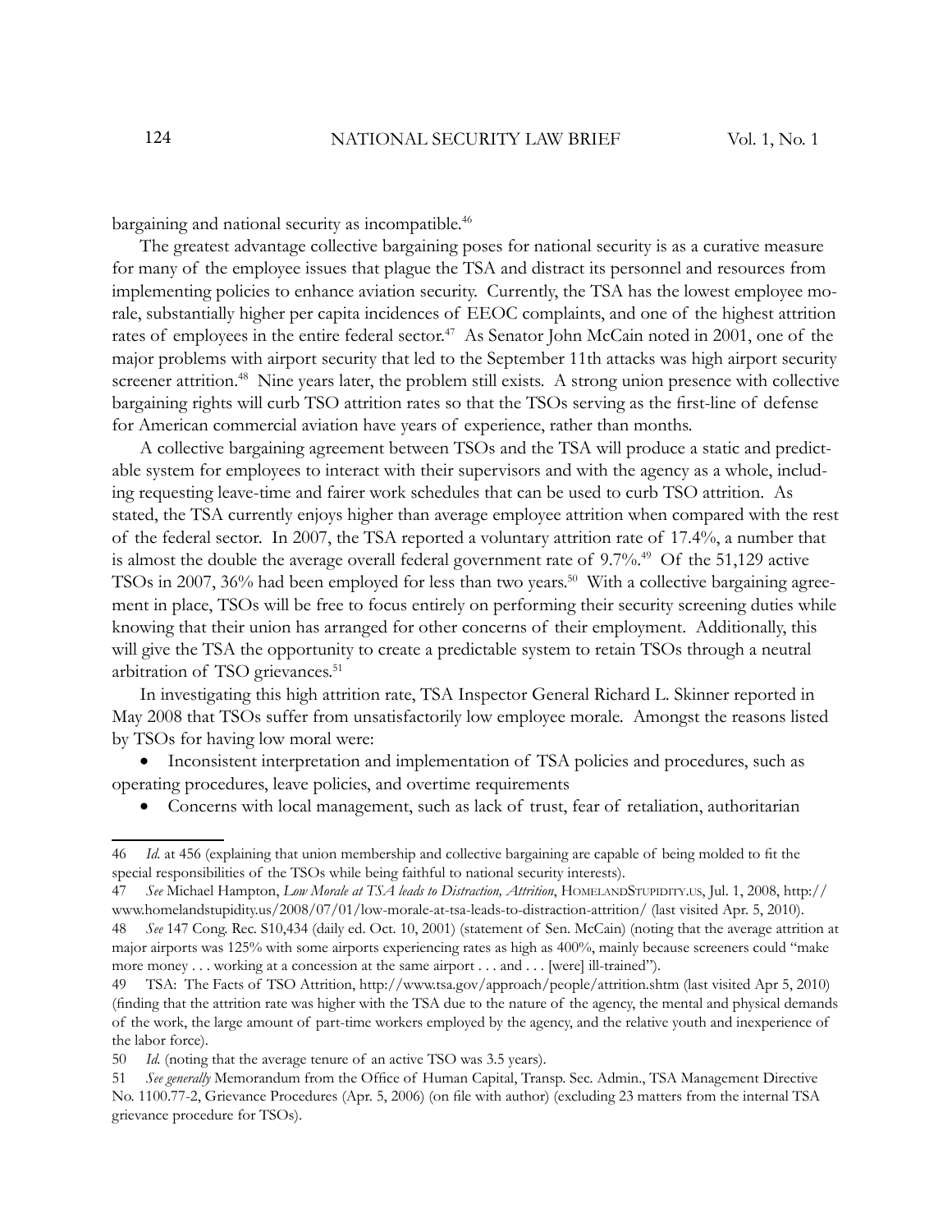bargaining and national security as incompatible.[46]

The greatest advantage collective bargaining poses for national security is as a curative measure for many of the employee issues that plague the TSA and distract its personnel and resources from implementing policies to enhance aviation security. Currently, the TSA has the lowest employee morale, substantially higher per capita incidences of EEOC complaints, and one of the highest attrition rates of employees in the entire federal sector.[47] As Senator John McCain noted in 2001, one of the major problems with airport security that led to the September 11th attacks was high airport security screener attrition.[48] Nine years later, the problem still exists. A strong union presence with collective bargaining rights will curb TSO attrition rates so that the TSOs serving as the first-line of defense for American commercial aviation have years of experience, rather than months.

A collective bargaining agreement between TSOs and the TSA will produce a static and predictable system for employees to interact with their supervisors and with the agency as a whole, including requesting leave-time and fairer work schedules that can be used to curb TSO attrition. As stated, the TSA currently enjoys higher than average employee attrition when compared with the rest of the federal sector. In 2007, the TSA reported a voluntary attrition rate of 17.4%, a number that is almost the double the average overall federal government rate of 9.7%.[49] Of the 51,129 active TSOs in 2007, 36% had been employed for less than two years.[50] With a collective bargaining agreement in place, TSOs will be free to focus entirely on performing their security screening duties while knowing that their union has arranged for other concerns of their employment. Additionally, this will give the TSA the opportunity to create a predictable system to retain TSOs through a neutral arbitration of TSO grievances.[51]

In investigating this high attrition rate, TSA Inspector General Richard L. Skinner reported in May 2008 that TSOs suffer from unsatisfactorily low employee morale. Amongst the reasons listed by TSOs for having low moral were:

- Inconsistent interpretation and implementation of TSA policies and procedures, such as operating procedures, leave policies, and overtime requirements
- Concerns with local management, such as lack of trust, fear of retaliation, authoritarian

---

46 *Id.* at 456 (explaining that union membership and collective bargaining are capable of being molded to fit the special responsibilities of the TSOs while being faithful to national security interests).

47 *See* Michael Hampton, *Low Morale at TSA leads to Distraction, Attrition*, HomelandStupidity.us, Jul. 1, 2008, http://www.homelandstupidity.us/2008/07/01/low-morale-at-tsa-leads-to-distraction-attrition/ (last visited Apr. 5, 2010).

48 *See* 147 Cong. Rec. S10,434 (daily ed. Oct. 10, 2001) (statement of Sen. McCain) (noting that the average attrition at major airports was 125% with some airports experiencing rates as high as 400%, mainly because screeners could "make more money . . . working at a concession at the same airport . . . and . . . [were] ill-trained").

49 TSA: The Facts of TSO Attrition, http://www.tsa.gov/approach/people/attrition.shtm (last visited Apr 5, 2010) (finding that the attrition rate was higher with the TSA due to the nature of the agency, the mental and physical demands of the work, the large amount of part-time workers employed by the agency, and the relative youth and inexperience of the labor force).

50 *Id.* (noting that the average tenure of an active TSO was 3.5 years).

51 *See generally* Memorandum from the Office of Human Capital, Transp. Sec. Admin., TSA Management Directive No. 1100.77-2, Grievance Procedures (Apr. 5, 2006) (on file with author) (excluding 23 matters from the internal TSA grievance procedure for TSOs).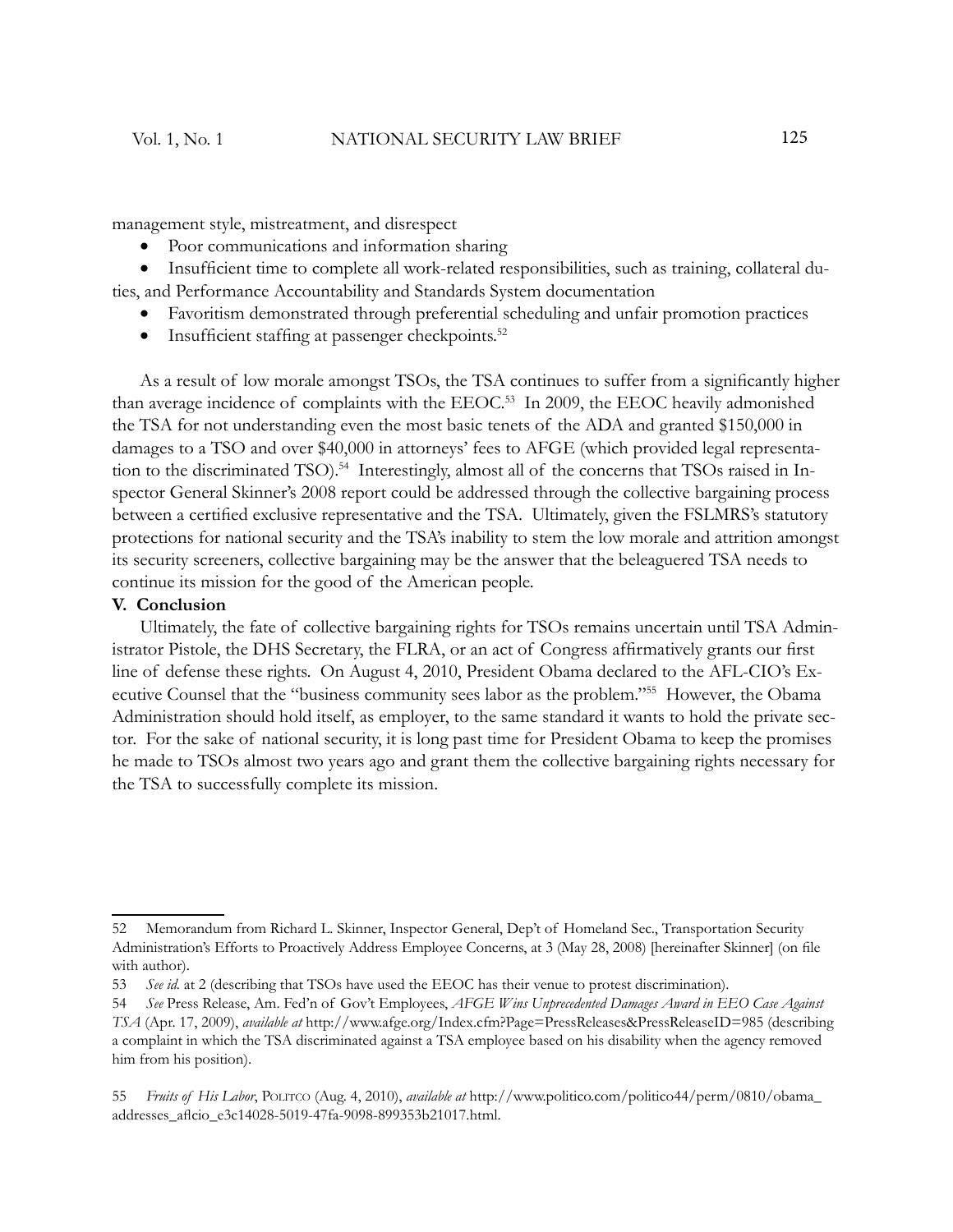management style, mistreatment, and disrespect

- Poor communications and information sharing
- Insufficient time to complete all work-related responsibilities, such as training, collateral duties, and Performance Accountability and Standards System documentation
- Favoritism demonstrated through preferential scheduling and unfair promotion practices
- Insufficient staffing at passenger checkpoints.[52]

As a result of low morale amongst TSOs, the TSA continues to suffer from a significantly higher than average incidence of complaints with the EEOC.[53] In 2009, the EEOC heavily admonished the TSA for not understanding even the most basic tenets of the ADA and granted $150,000 in damages to a TSO and over $40,000 in attorneys' fees to AFGE (which provided legal representation to the discriminated TSO).[54] Interestingly, almost all of the concerns that TSOs raised in Inspector General Skinner's 2008 report could be addressed through the collective bargaining process between a certified exclusive representative and the TSA. Ultimately, given the FSLMRS's statutory protections for national security and the TSA's inability to stem the low morale and attrition amongst its security screeners, collective bargaining may be the answer that the beleaguered TSA needs to continue its mission for the good of the American people.

**V. Conclusion**

Ultimately, the fate of collective bargaining rights for TSOs remains uncertain until TSA Administrator Pistole, the DHS Secretary, the FLRA, or an act of Congress affirmatively grants our first line of defense these rights. On August 4, 2010, President Obama declared to the AFL-CIO's Executive Counsel that the "business community sees labor as the problem."[55] However, the Obama Administration should hold itself, as employer, to the same standard it wants to hold the private sector. For the sake of national security, it is long past time for President Obama to keep the promises he made to TSOs almost two years ago and grant them the collective bargaining rights necessary for the TSA to successfully complete its mission.

---

52 Memorandum from Richard L. Skinner, Inspector General, Dep't of Homeland Sec., Transportation Security Administration's Efforts to Proactively Address Employee Concerns, at 3 (May 28, 2008) [hereinafter Skinner] (on file with author).

53 *See id.* at 2 (describing that TSOs have used the EEOC has their venue to protest discrimination).

54 *See* Press Release, Am. Fed'n of Gov't Employees, *AFGE Wins Unprecedented Damages Award in EEO Case Against TSA* (Apr. 17, 2009), *available at* http://www.afge.org/Index.cfm?Page=PressReleases&PressReleaseID=985 (describing a complaint in which the TSA discriminated against a TSA employee based on his disability when the agency removed him from his position).

55 *Fruits of His Labor*, POLITCO (Aug. 4, 2010), *available at* http://www.politico.com/politico44/perm/0810/obama_addresses_aflcio_e3c14028-5019-47fa-9098-899353b21017.html.